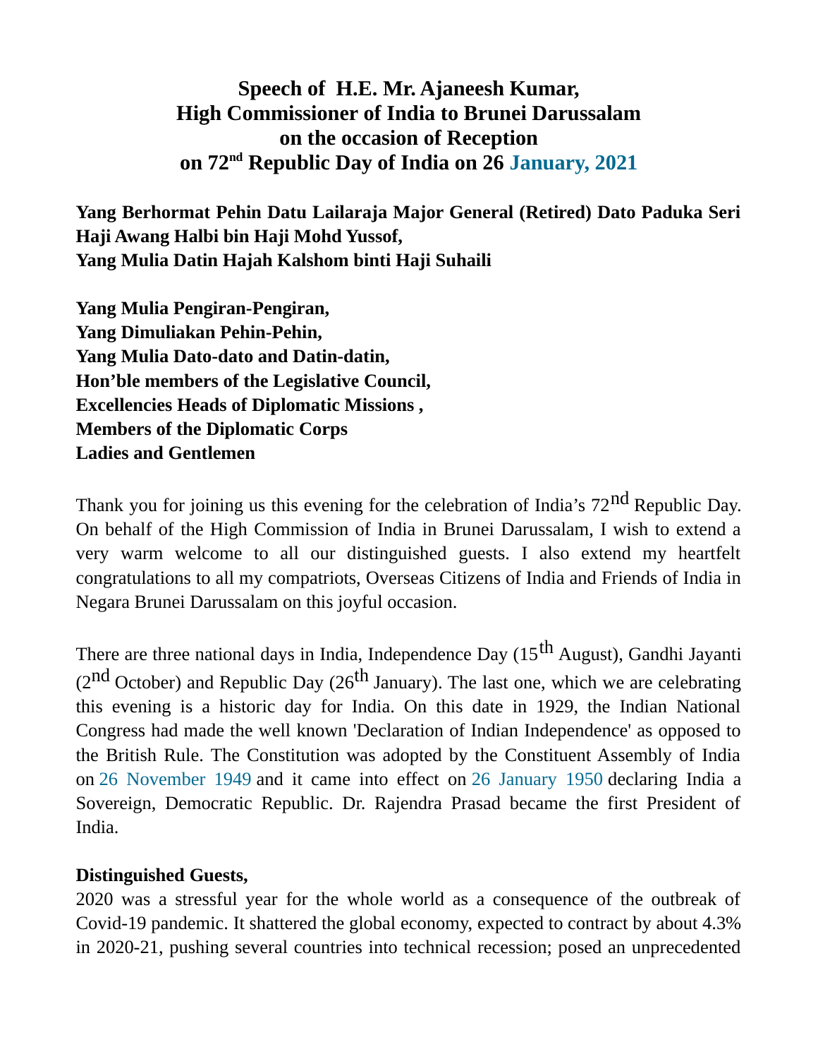# Speech of H.E. Mr. Ajaneesh Kumar, High Commissioner of India to Brunei Darussalam on the occasion of Reception on 72nd Republic Day of India on 26 January, 2021

**Yang Berhormat Pehin Datu Lailaraja Major General (Retired) Dato Paduka Seri Haji Awang Halbi bin Haji Mohd Yussof,**
**Yang Mulia Datin Hajah Kalshom binti Haji Suhaili**

**Yang Mulia Pengiran-Pengiran,**
**Yang Dimuliakan Pehin-Pehin,**
**Yang Mulia Dato-dato and Datin-datin,**
**Hon'ble members of the Legislative Council,**
**Excellencies Heads of Diplomatic Missions ,**
**Members of the Diplomatic Corps**
**Ladies and Gentlemen**

Thank you for joining us this evening for the celebration of India's 72nd Republic Day. On behalf of the High Commission of India in Brunei Darussalam, I wish to extend a very warm welcome to all our distinguished guests. I also extend my heartfelt congratulations to all my compatriots, Overseas Citizens of India and Friends of India in Negara Brunei Darussalam on this joyful occasion.

There are three national days in India, Independence Day (15th August), Gandhi Jayanti (2nd October) and Republic Day (26th January). The last one, which we are celebrating this evening is a historic day for India. On this date in 1929, the Indian National Congress had made the well known 'Declaration of Indian Independence' as opposed to the British Rule. The Constitution was adopted by the Constituent Assembly of India on 26 November 1949 and it came into effect on 26 January 1950 declaring India a Sovereign, Democratic Republic. Dr. Rajendra Prasad became the first President of India.

**Distinguished Guests,**
2020 was a stressful year for the whole world as a consequence of the outbreak of Covid-19 pandemic. It shattered the global economy, expected to contract by about 4.3% in 2020-21, pushing several countries into technical recession; posed an unprecedented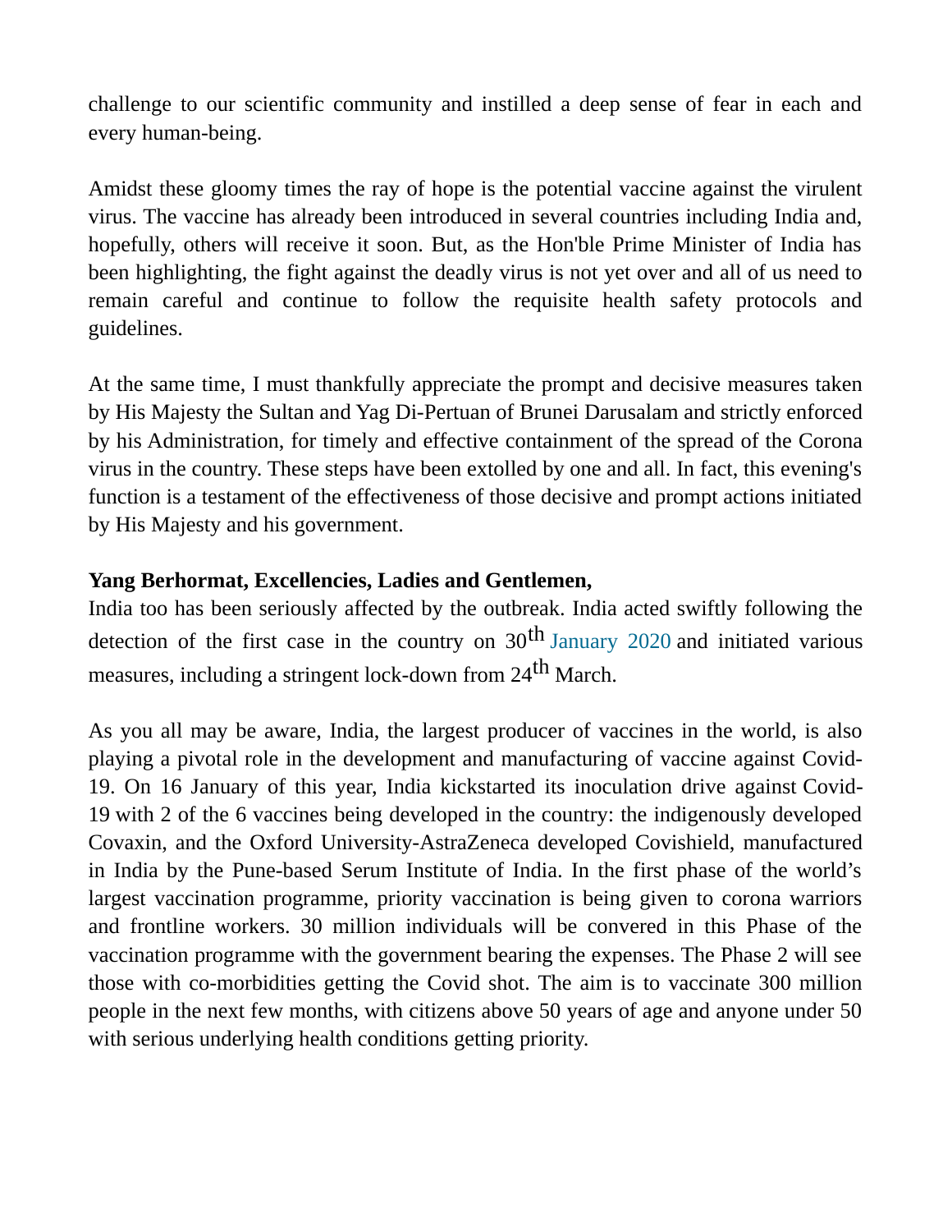challenge to our scientific community and instilled a deep sense of fear in each and every human-being.

Amidst these gloomy times the ray of hope is the potential vaccine against the virulent virus. The vaccine has already been introduced in several countries including India and, hopefully, others will receive it soon. But, as the Hon'ble Prime Minister of India has been highlighting, the fight against the deadly virus is not yet over and all of us need to remain careful and continue to follow the requisite health safety protocols and guidelines.

At the same time, I must thankfully appreciate the prompt and decisive measures taken by His Majesty the Sultan and Yag Di-Pertuan of Brunei Darusalam and strictly enforced by his Administration, for timely and effective containment of the spread of the Corona virus in the country. These steps have been extolled by one and all. In fact, this evening's function is a testament of the effectiveness of those decisive and prompt actions initiated by His Majesty and his government.

**Yang Berhormat, Excellencies, Ladies and Gentlemen,**

India too has been seriously affected by the outbreak. India acted swiftly following the detection of the first case in the country on 30th January 2020 and initiated various measures, including a stringent lock-down from 24th March.

As you all may be aware, India, the largest producer of vaccines in the world, is also playing a pivotal role in the development and manufacturing of vaccine against Covid-19. On 16 January of this year, India kickstarted its inoculation drive against Covid-19 with 2 of the 6 vaccines being developed in the country: the indigenously developed Covaxin, and the Oxford University-AstraZeneca developed Covishield, manufactured in India by the Pune-based Serum Institute of India. In the first phase of the world's largest vaccination programme, priority vaccination is being given to corona warriors and frontline workers. 30 million individuals will be convered in this Phase of the vaccination programme with the government bearing the expenses. The Phase 2 will see those with co-morbidities getting the Covid shot. The aim is to vaccinate 300 million people in the next few months, with citizens above 50 years of age and anyone under 50 with serious underlying health conditions getting priority.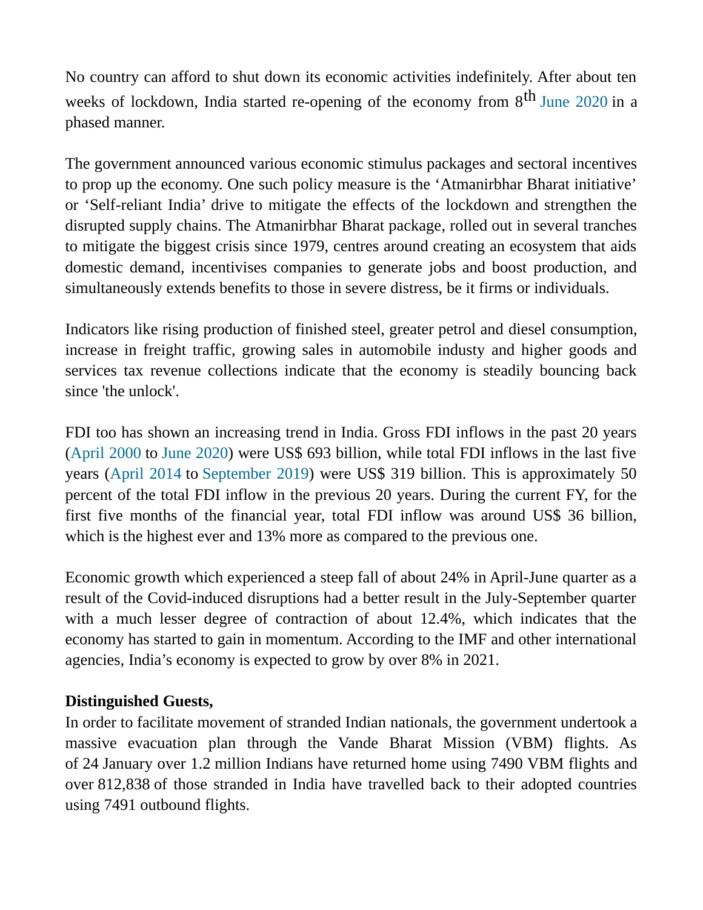No country can afford to shut down its economic activities indefinitely. After about ten weeks of lockdown, India started re-opening of the economy from 8th June 2020 in a phased manner.

The government announced various economic stimulus packages and sectoral incentives to prop up the economy. One such policy measure is the 'Atmanirbhar Bharat initiative' or 'Self-reliant India' drive to mitigate the effects of the lockdown and strengthen the disrupted supply chains. The Atmanirbhar Bharat package, rolled out in several tranches to mitigate the biggest crisis since 1979, centres around creating an ecosystem that aids domestic demand, incentivises companies to generate jobs and boost production, and simultaneously extends benefits to those in severe distress, be it firms or individuals.

Indicators like rising production of finished steel, greater petrol and diesel consumption, increase in freight traffic, growing sales in automobile industy and higher goods and services tax revenue collections indicate that the economy is steadily bouncing back since 'the unlock'.

FDI too has shown an increasing trend in India. Gross FDI inflows in the past 20 years (April 2000 to June 2020) were US$ 693 billion, while total FDI inflows in the last five years (April 2014 to September 2019) were US$ 319 billion. This is approximately 50 percent of the total FDI inflow in the previous 20 years. During the current FY, for the first five months of the financial year, total FDI inflow was around US$ 36 billion, which is the highest ever and 13% more as compared to the previous one.

Economic growth which experienced a steep fall of about 24% in April-June quarter as a result of the Covid-induced disruptions had a better result in the July-September quarter with a much lesser degree of contraction of about 12.4%, which indicates that the economy has started to gain in momentum. According to the IMF and other international agencies, India's economy is expected to grow by over 8% in 2021.

**Distinguished Guests,**

In order to facilitate movement of stranded Indian nationals, the government undertook a massive evacuation plan through the Vande Bharat Mission (VBM) flights. As of 24 January over 1.2 million Indians have returned home using 7490 VBM flights and over 812,838 of those stranded in India have travelled back to their adopted countries using 7491 outbound flights.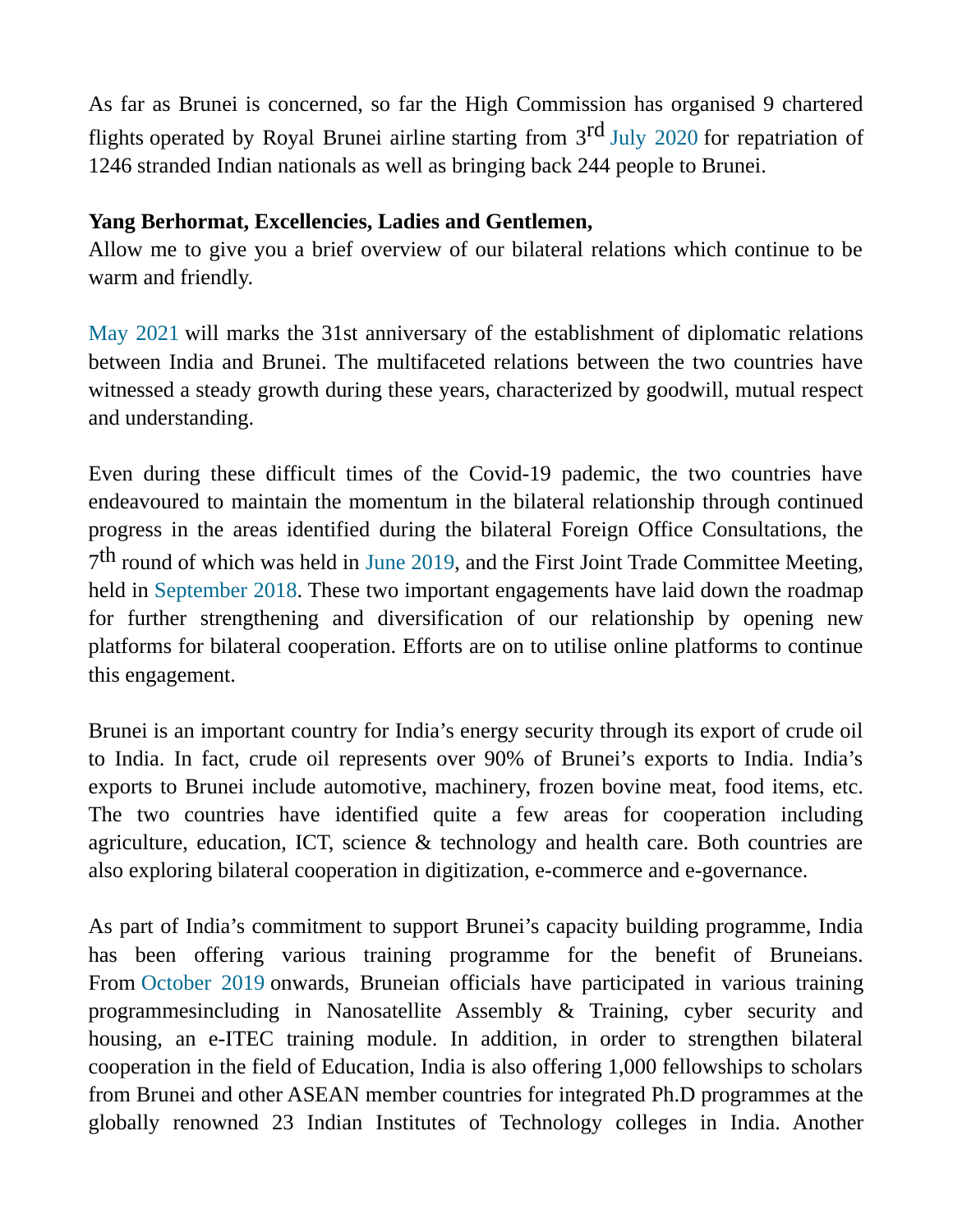As far as Brunei is concerned, so far the High Commission has organised 9 chartered flights operated by Royal Brunei airline starting from 3rd July 2020 for repatriation of 1246 stranded Indian nationals as well as bringing back 244 people to Brunei.

**Yang Berhormat, Excellencies, Ladies and Gentlemen,**
Allow me to give you a brief overview of our bilateral relations which continue to be warm and friendly.

May 2021 will marks the 31st anniversary of the establishment of diplomatic relations between India and Brunei. The multifaceted relations between the two countries have witnessed a steady growth during these years, characterized by goodwill, mutual respect and understanding.

Even during these difficult times of the Covid-19 pademic, the two countries have endeavoured to maintain the momentum in the bilateral relationship through continued progress in the areas identified during the bilateral Foreign Office Consultations, the 7th round of which was held in June 2019, and the First Joint Trade Committee Meeting, held in September 2018. These two important engagements have laid down the roadmap for further strengthening and diversification of our relationship by opening new platforms for bilateral cooperation. Efforts are on to utilise online platforms to continue this engagement.

Brunei is an important country for India's energy security through its export of crude oil to India. In fact, crude oil represents over 90% of Brunei's exports to India. India's exports to Brunei include automotive, machinery, frozen bovine meat, food items, etc. The two countries have identified quite a few areas for cooperation including agriculture, education, ICT, science & technology and health care. Both countries are also exploring bilateral cooperation in digitization, e-commerce and e-governance.

As part of India's commitment to support Brunei's capacity building programme, India has been offering various training programme for the benefit of Bruneians. From October 2019 onwards, Bruneian officials have participated in various training programmesincluding in Nanosatellite Assembly & Training, cyber security and housing, an e-ITEC training module. In addition, in order to strengthen bilateral cooperation in the field of Education, India is also offering 1,000 fellowships to scholars from Brunei and other ASEAN member countries for integrated Ph.D programmes at the globally renowned 23 Indian Institutes of Technology colleges in India. Another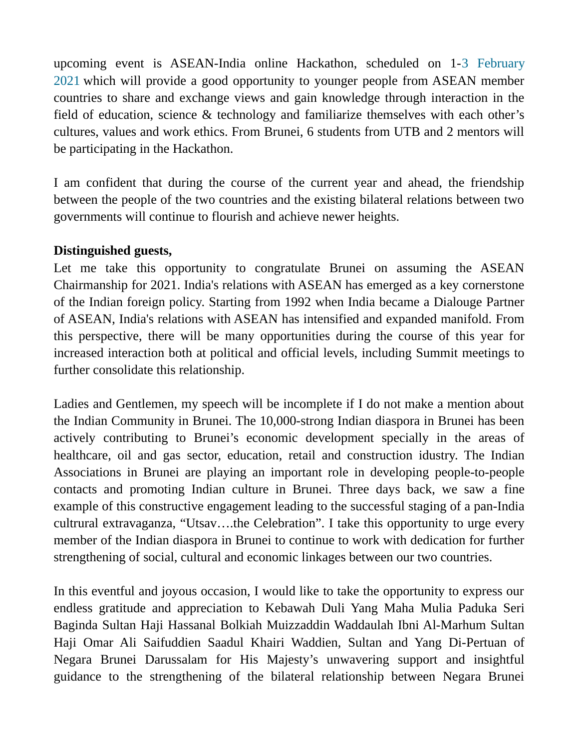upcoming event is ASEAN-India online Hackathon, scheduled on 1-3 February 2021 which will provide a good opportunity to younger people from ASEAN member countries to share and exchange views and gain knowledge through interaction in the field of education, science & technology and familiarize themselves with each other's cultures, values and work ethics. From Brunei, 6 students from UTB and 2 mentors will be participating in the Hackathon.

I am confident that during the course of the current year and ahead, the friendship between the people of the two countries and the existing bilateral relations between two governments will continue to flourish and achieve newer heights.

**Distinguished guests,**
Let me take this opportunity to congratulate Brunei on assuming the ASEAN Chairmanship for 2021. India's relations with ASEAN has emerged as a key cornerstone of the Indian foreign policy. Starting from 1992 when India became a Dialouge Partner of ASEAN, India's relations with ASEAN has intensified and expanded manifold. From this perspective, there will be many opportunities during the course of this year for increased interaction both at political and official levels, including Summit meetings to further consolidate this relationship.

Ladies and Gentlemen, my speech will be incomplete if I do not make a mention about the Indian Community in Brunei. The 10,000-strong Indian diaspora in Brunei has been actively contributing to Brunei's economic development specially in the areas of healthcare, oil and gas sector, education, retail and construction idustry. The Indian Associations in Brunei are playing an important role in developing people-to-people contacts and promoting Indian culture in Brunei. Three days back, we saw a fine example of this constructive engagement leading to the successful staging of a pan-India cultrural extravaganza, "Utsav….the Celebration". I take this opportunity to urge every member of the Indian diaspora in Brunei to continue to work with dedication for further strengthening of social, cultural and economic linkages between our two countries.

In this eventful and joyous occasion, I would like to take the opportunity to express our endless gratitude and appreciation to Kebawah Duli Yang Maha Mulia Paduka Seri Baginda Sultan Haji Hassanal Bolkiah Muizzaddin Waddaulah Ibni Al-Marhum Sultan Haji Omar Ali Saifuddien Saadul Khairi Waddien, Sultan and Yang Di-Pertuan of Negara Brunei Darussalam for His Majesty's unwavering support and insightful guidance to the strengthening of the bilateral relationship between Negara Brunei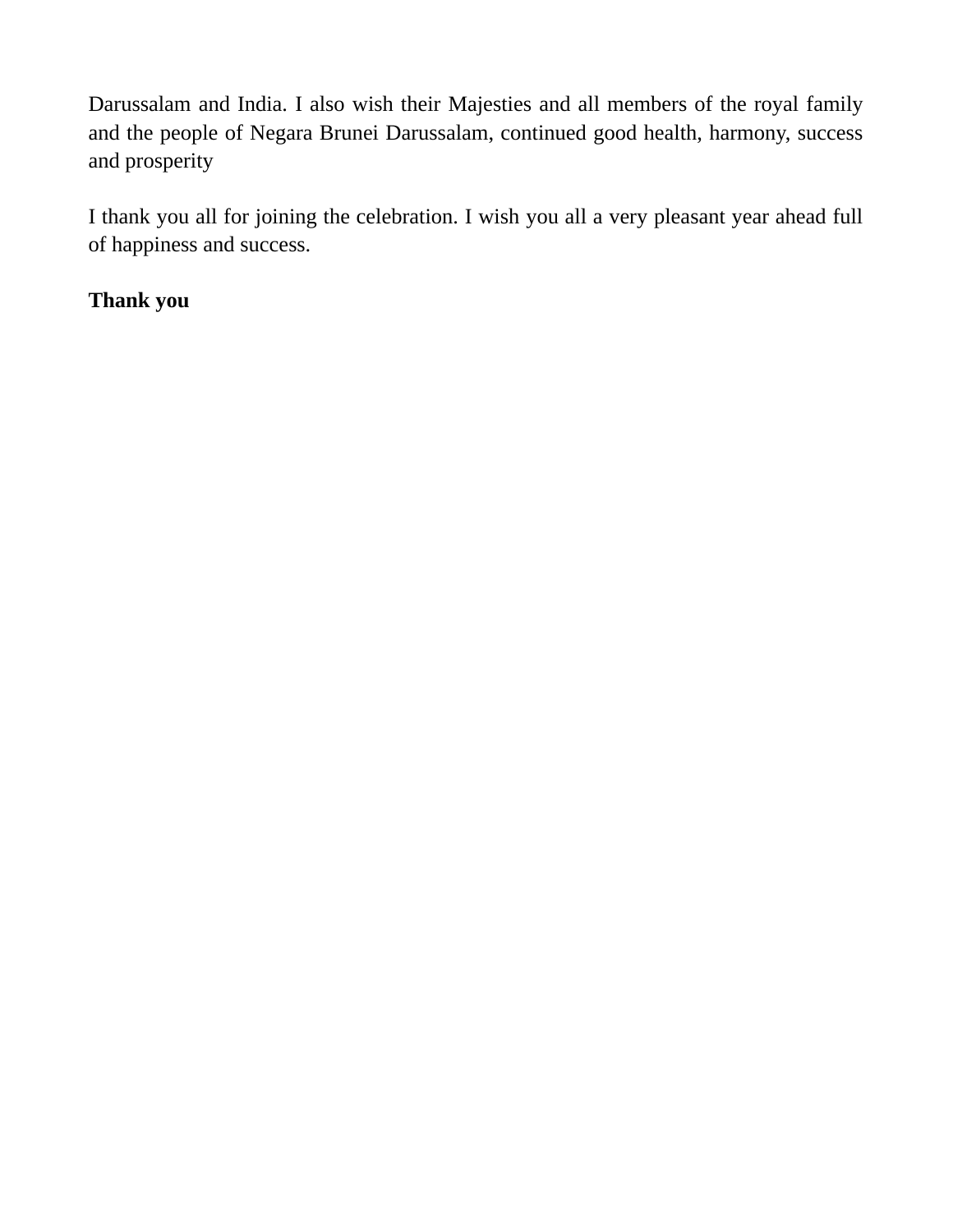Darussalam and India. I also wish their Majesties and all members of the royal family and the people of Negara Brunei Darussalam, continued good health, harmony, success and prosperity

I thank you all for joining the celebration. I wish you all a very pleasant year ahead full of happiness and success.

**Thank you**